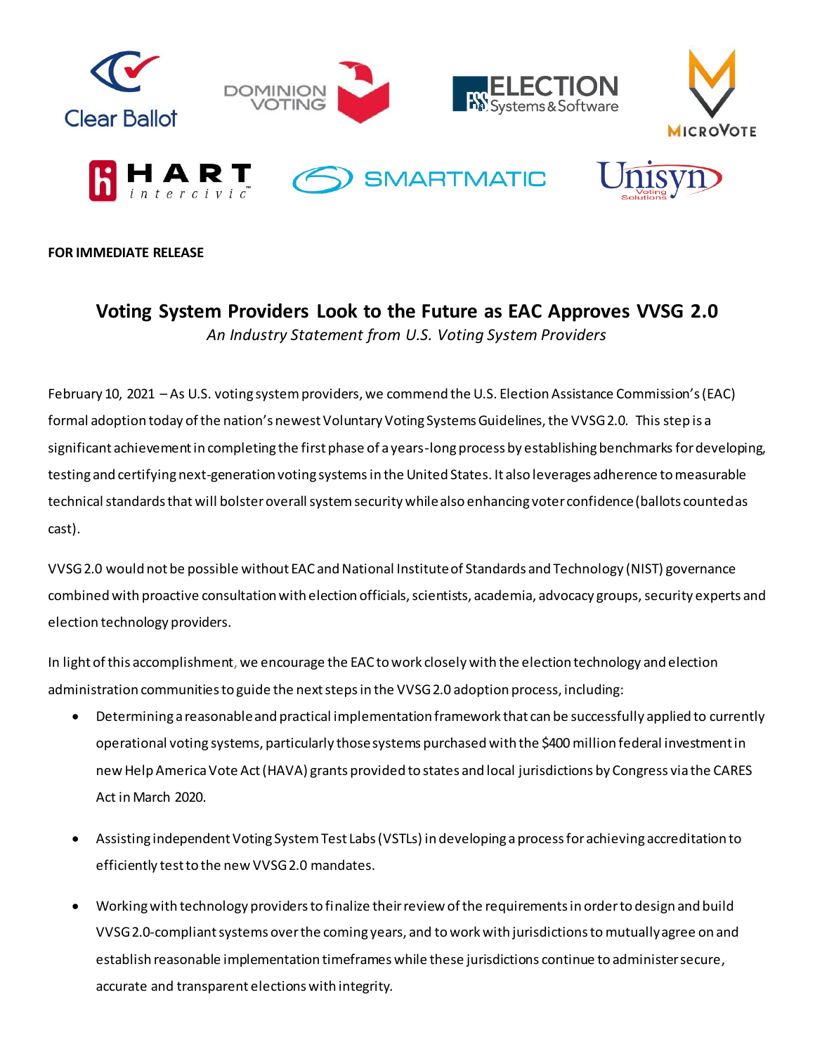Clear Ballot | Dominion Voting | Election Systems & Software | MicroVote | Hart InterCivic | Smartmatic | Unisyn Voting Solutions

**FOR IMMEDIATE RELEASE**

# Voting System Providers Look to the Future as EAC Approves VVSG 2.0

*An Industry Statement from U.S. Voting System Providers*

February 10, 2021 – As U.S. voting system providers, we commend the U.S. Election Assistance Commission's (EAC) formal adoption today of the nation's newest Voluntary Voting Systems Guidelines, the VVSG 2.0. This step is a significant achievement in completing the first phase of a years-long process by establishing benchmarks for developing, testing and certifying next-generation voting systems in the United States. It also leverages adherence to measurable technical standards that will bolster overall system security while also enhancing voter confidence (ballots counted as cast).

VVSG 2.0 would not be possible without EAC and National Institute of Standards and Technology (NIST) governance combined with proactive consultation with election officials, scientists, academia, advocacy groups, security experts and election technology providers.

In light of this accomplishment, we encourage the EAC to work closely with the election technology and election administration communities to guide the next steps in the VVSG 2.0 adoption process, including:

- Determining a reasonable and practical implementation framework that can be successfully applied to currently operational voting systems, particularly those systems purchased with the $400 million federal investment in new Help America Vote Act (HAVA) grants provided to states and local jurisdictions by Congress via the CARES Act in March 2020.

- Assisting independent Voting System Test Labs (VSTLs) in developing a process for achieving accreditation to efficiently test to the new VVSG 2.0 mandates.

- Working with technology providers to finalize their review of the requirements in order to design and build VVSG 2.0-compliant systems over the coming years, and to work with jurisdictions to mutually agree on and establish reasonable implementation timeframes while these jurisdictions continue to administer secure, accurate and transparent elections with integrity.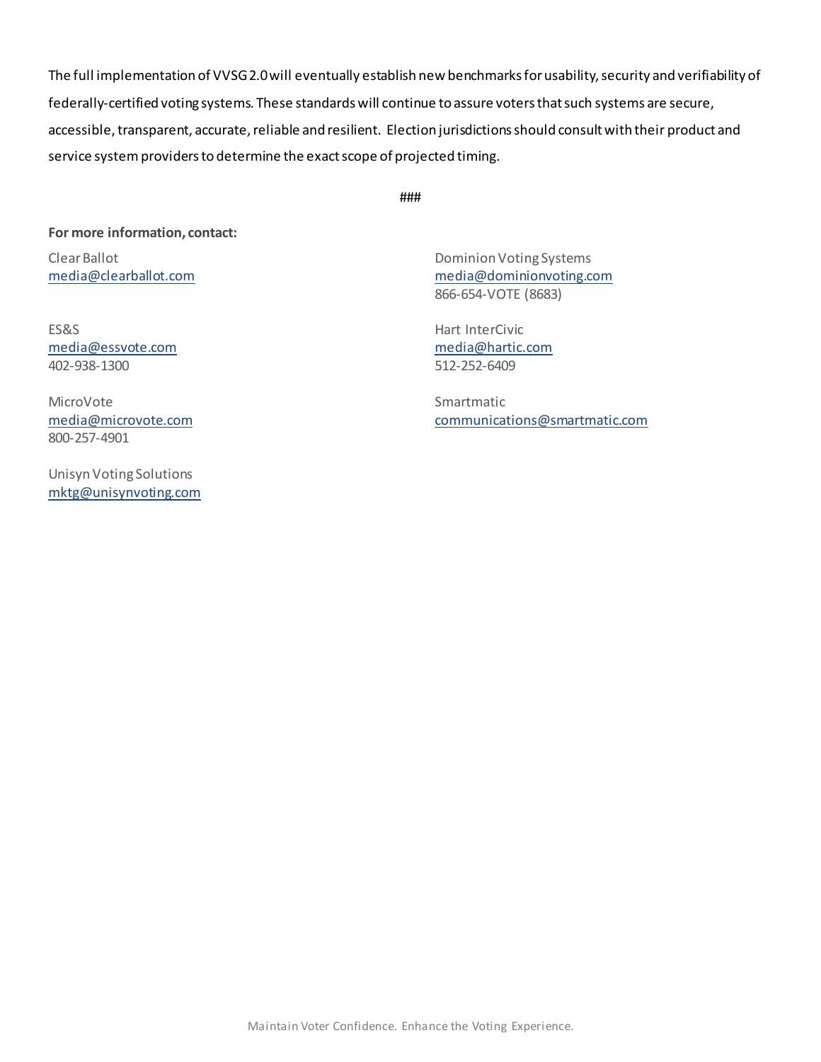The full implementation of VVSG 2.0 will eventually establish new benchmarks for usability, security and verifiability of federally-certified voting systems. These standards will continue to assure voters that such systems are secure, accessible, transparent, accurate, reliable and resilient. Election jurisdictions should consult with their product and service system providers to determine the exact scope of projected timing.

###

**For more information, contact:**

Clear Ballot
media@clearballot.com

Dominion Voting Systems
media@dominionvoting.com
866-654-VOTE (8683)

ES&S
media@essvote.com
402-938-1300

Hart InterCivic
media@hartic.com
512-252-6409

MicroVote
media@microvote.com
800-257-4901

Smartmatic
communications@smartmatic.com

Unisyn Voting Solutions
mktg@unisynvoting.com

Maintain Voter Confidence. Enhance the Voting Experience.